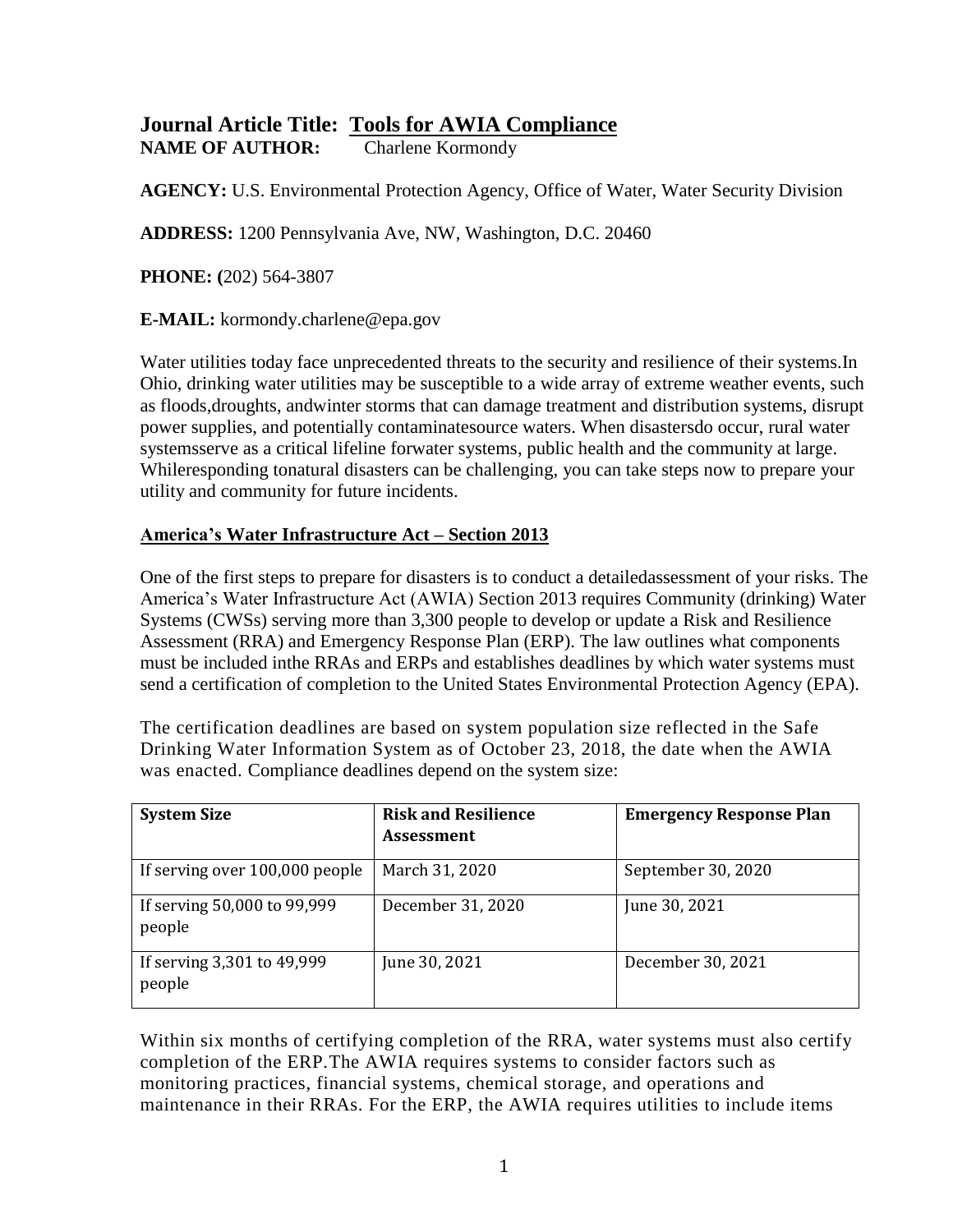# Journal Article Title: Tools for AWIA Compliance

**NAME OF AUTHOR:** Charlene Kormondy

**AGENCY:** U.S. Environmental Protection Agency, Office of Water, Water Security Division

**ADDRESS:** 1200 Pennsylvania Ave, NW, Washington, D.C. 20460

**PHONE:** (202) 564-3807

**E-MAIL:** kormondy.charlene@epa.gov

Water utilities today face unprecedented threats to the security and resilience of their systems.In Ohio, drinking water utilities may be susceptible to a wide array of extreme weather events, such as floods,droughts, andwinter storms that can damage treatment and distribution systems, disrupt power supplies, and potentially contaminatesource waters. When disastersdo occur, rural water systemsserve as a critical lifeline forwater systems, public health and the community at large. Whileresponding tonatural disasters can be challenging, you can take steps now to prepare your utility and community for future incidents.

## America's Water Infrastructure Act – Section 2013

One of the first steps to prepare for disasters is to conduct a detailedassessment of your risks. The America's Water Infrastructure Act (AWIA) Section 2013 requires Community (drinking) Water Systems (CWSs) serving more than 3,300 people to develop or update a Risk and Resilience Assessment (RRA) and Emergency Response Plan (ERP). The law outlines what components must be included inthe RRAs and ERPs and establishes deadlines by which water systems must send a certification of completion to the United States Environmental Protection Agency (EPA).

The certification deadlines are based on system population size reflected in the Safe Drinking Water Information System as of October 23, 2018, the date when the AWIA was enacted. Compliance deadlines depend on the system size:

| System Size | Risk and Resilience Assessment | Emergency Response Plan |
|---|---|---|
| If serving over 100,000 people | March 31, 2020 | September 30, 2020 |
| If serving 50,000 to 99,999 people | December 31, 2020 | June 30, 2021 |
| If serving 3,301 to 49,999 people | June 30, 2021 | December 30, 2021 |

Within six months of certifying completion of the RRA, water systems must also certify completion of the ERP.The AWIA requires systems to consider factors such as monitoring practices, financial systems, chemical storage, and operations and maintenance in their RRAs. For the ERP, the AWIA requires utilities to include items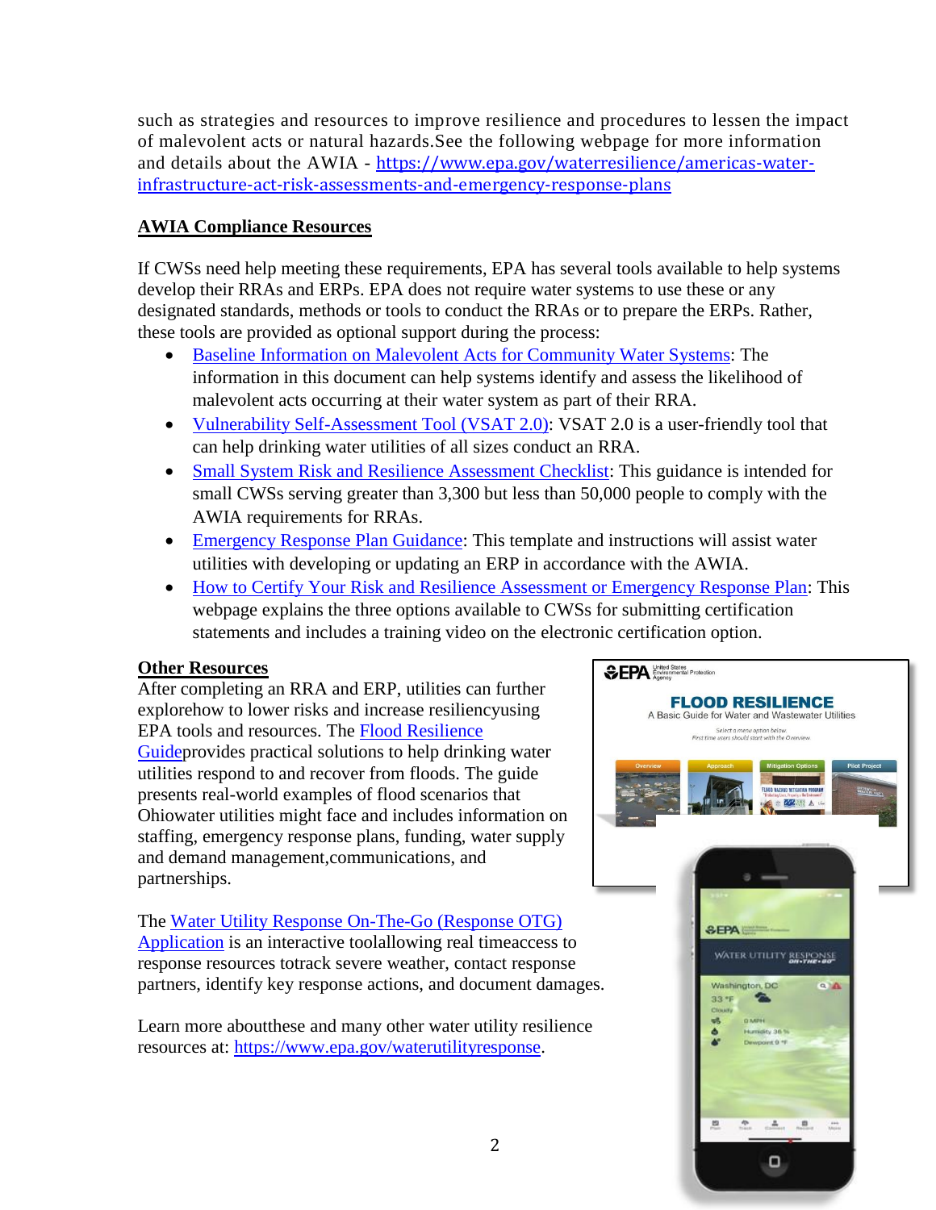such as strategies and resources to improve resilience and procedures to lessen the impact of malevolent acts or natural hazards.See the following webpage for more information and details about the AWIA - https://www.epa.gov/waterresilience/americas-water-infrastructure-act-risk-assessments-and-emergency-response-plans

## AWIA Compliance Resources

If CWSs need help meeting these requirements, EPA has several tools available to help systems develop their RRAs and ERPs. EPA does not require water systems to use these or any designated standards, methods or tools to conduct the RRAs or to prepare the ERPs. Rather, these tools are provided as optional support during the process:

- Baseline Information on Malevolent Acts for Community Water Systems: The information in this document can help systems identify and assess the likelihood of malevolent acts occurring at their water system as part of their RRA.
- Vulnerability Self-Assessment Tool (VSAT 2.0): VSAT 2.0 is a user-friendly tool that can help drinking water utilities of all sizes conduct an RRA.
- Small System Risk and Resilience Assessment Checklist: This guidance is intended for small CWSs serving greater than 3,300 but less than 50,000 people to comply with the AWIA requirements for RRAs.
- Emergency Response Plan Guidance: This template and instructions will assist water utilities with developing or updating an ERP in accordance with the AWIA.
- How to Certify Your Risk and Resilience Assessment or Emergency Response Plan: This webpage explains the three options available to CWSs for submitting certification statements and includes a training video on the electronic certification option.

## Other Resources

After completing an RRA and ERP, utilities can further explorehow to lower risks and increase resiliencyusing EPA tools and resources. The Flood Resilience Guideprovides practical solutions to help drinking water utilities respond to and recover from floods. The guide presents real-world examples of flood scenarios that Ohiowater utilities might face and includes information on staffing, emergency response plans, funding, water supply and demand management,communications, and partnerships.

The Water Utility Response On-The-Go (Response OTG) Application is an interactive toolallowing real timeaccess to response resources totrack severe weather, contact response partners, identify key response actions, and document damages.

Learn more aboutthese and many other water utility resilience resources at: https://www.epa.gov/waterutilityresponse.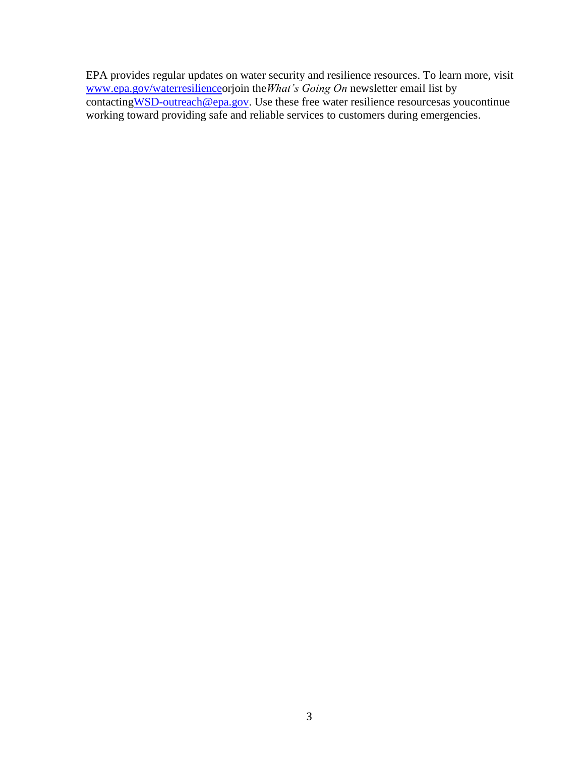EPA provides regular updates on water security and resilience resources. To learn more, visit www.epa.gov/waterresilienceorjoin the*What's Going On* newsletter email list by contactingWSD-outreach@epa.gov. Use these free water resilience resourcesas youcontinue working toward providing safe and reliable services to customers during emergencies.